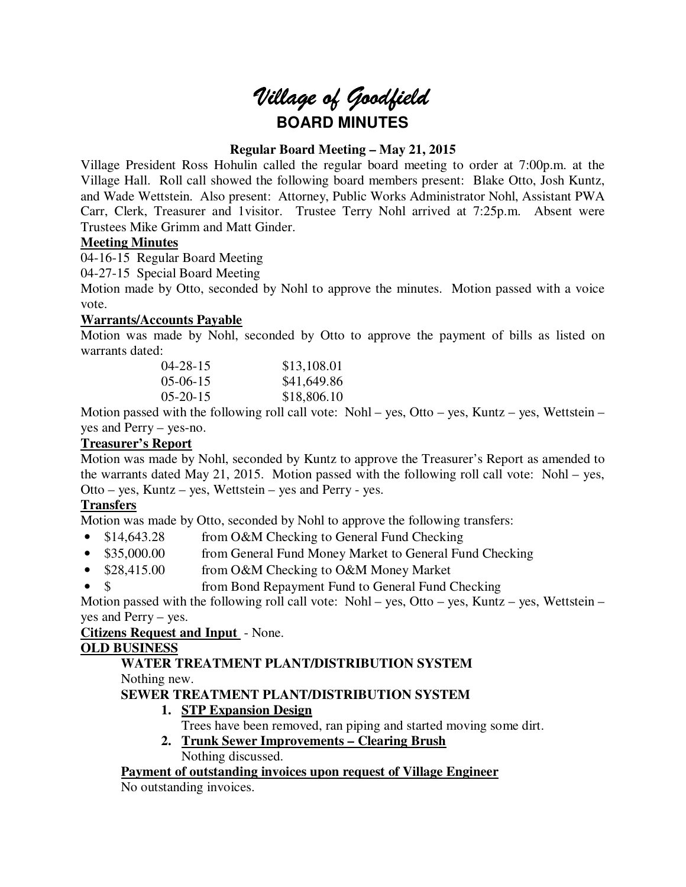# Village of Goodfield

## BOARD MINUTES

**Regular Board Meeting – May 21, 2015**

Village President Ross Hohulin called the regular board meeting to order at 7:00p.m. at the Village Hall. Roll call showed the following board members present: Blake Otto, Josh Kuntz, and Wade Wettstein. Also present: Attorney, Public Works Administrator Nohl, Assistant PWA Carr, Clerk, Treasurer and 1visitor. Trustee Terry Nohl arrived at 7:25p.m. Absent were Trustees Mike Grimm and Matt Ginder.

**Meeting Minutes**

04-16-15 Regular Board Meeting

04-27-15 Special Board Meeting

Motion made by Otto, seconded by Nohl to approve the minutes. Motion passed with a voice vote.

**Warrants/Accounts Payable**

Motion was made by Nohl, seconded by Otto to approve the payment of bills as listed on warrants dated:

| | |
|---|---|
| 04-28-15 | $13,108.01 |
| 05-06-15 | $41,649.86 |
| 05-20-15 | $18,806.10 |

Motion passed with the following roll call vote: Nohl – yes, Otto – yes, Kuntz – yes, Wettstein – yes and Perry – yes-no.

**Treasurer's Report**

Motion was made by Nohl, seconded by Kuntz to approve the Treasurer's Report as amended to the warrants dated May 21, 2015. Motion passed with the following roll call vote: Nohl – yes, Otto – yes, Kuntz – yes, Wettstein – yes and Perry - yes.

**Transfers**

Motion was made by Otto, seconded by Nohl to approve the following transfers:

- $14,643.28 from O&M Checking to General Fund Checking
- $35,000.00 from General Fund Money Market to General Fund Checking
- $28,415.00 from O&M Checking to O&M Money Market
- $ from Bond Repayment Fund to General Fund Checking

Motion passed with the following roll call vote: Nohl – yes, Otto – yes, Kuntz – yes, Wettstein – yes and Perry – yes.

**Citizens Request and Input** - None.

**OLD BUSINESS**

**WATER TREATMENT PLANT/DISTRIBUTION SYSTEM**

Nothing new.

**SEWER TREATMENT PLANT/DISTRIBUTION SYSTEM**

1. **STP Expansion Design**

   Trees have been removed, ran piping and started moving some dirt.

2. **Trunk Sewer Improvements – Clearing Brush**

   Nothing discussed.

**Payment of outstanding invoices upon request of Village Engineer**

No outstanding invoices.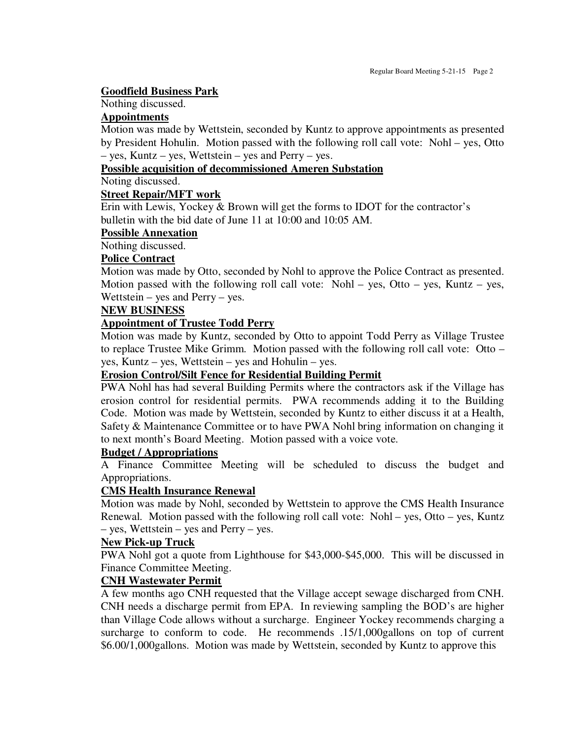**Goodfield Business Park**

Nothing discussed.

**Appointments**

Motion was made by Wettstein, seconded by Kuntz to approve appointments as presented by President Hohulin. Motion passed with the following roll call vote: Nohl – yes, Otto – yes, Kuntz – yes, Wettstein – yes and Perry – yes.

**Possible acquisition of decommissioned Ameren Substation**

Noting discussed.

**Street Repair/MFT work**

Erin with Lewis, Yockey & Brown will get the forms to IDOT for the contractor's bulletin with the bid date of June 11 at 10:00 and 10:05 AM.

**Possible Annexation**

Nothing discussed.

**Police Contract**

Motion was made by Otto, seconded by Nohl to approve the Police Contract as presented. Motion passed with the following roll call vote: Nohl – yes, Otto – yes, Kuntz – yes, Wettstein – yes and Perry – yes.

**NEW BUSINESS**

**Appointment of Trustee Todd Perry**

Motion was made by Kuntz, seconded by Otto to appoint Todd Perry as Village Trustee to replace Trustee Mike Grimm. Motion passed with the following roll call vote: Otto – yes, Kuntz – yes, Wettstein – yes and Hohulin – yes.

**Erosion Control/Silt Fence for Residential Building Permit**

PWA Nohl has had several Building Permits where the contractors ask if the Village has erosion control for residential permits. PWA recommends adding it to the Building Code. Motion was made by Wettstein, seconded by Kuntz to either discuss it at a Health, Safety & Maintenance Committee or to have PWA Nohl bring information on changing it to next month's Board Meeting. Motion passed with a voice vote.

**Budget / Appropriations**

A Finance Committee Meeting will be scheduled to discuss the budget and Appropriations.

**CMS Health Insurance Renewal**

Motion was made by Nohl, seconded by Wettstein to approve the CMS Health Insurance Renewal. Motion passed with the following roll call vote: Nohl – yes, Otto – yes, Kuntz – yes, Wettstein – yes and Perry – yes.

**New Pick-up Truck**

PWA Nohl got a quote from Lighthouse for $43,000-$45,000. This will be discussed in Finance Committee Meeting.

**CNH Wastewater Permit**

A few months ago CNH requested that the Village accept sewage discharged from CNH. CNH needs a discharge permit from EPA. In reviewing sampling the BOD's are higher than Village Code allows without a surcharge. Engineer Yockey recommends charging a surcharge to conform to code. He recommends .15/1,000gallons on top of current $6.00/1,000gallons. Motion was made by Wettstein, seconded by Kuntz to approve this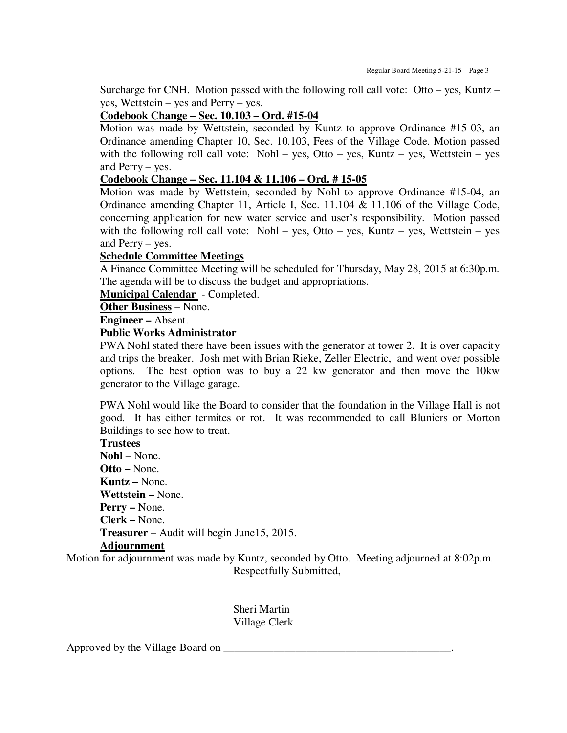Surcharge for CNH. Motion passed with the following roll call vote: Otto – yes, Kuntz – yes, Wettstein – yes and Perry – yes.

**Codebook Change – Sec. 10.103 – Ord. #15-04**

Motion was made by Wettstein, seconded by Kuntz to approve Ordinance #15-03, an Ordinance amending Chapter 10, Sec. 10.103, Fees of the Village Code. Motion passed with the following roll call vote: Nohl – yes, Otto – yes, Kuntz – yes, Wettstein – yes and Perry – yes.

**Codebook Change – Sec. 11.104 & 11.106 – Ord. # 15-05**

Motion was made by Wettstein, seconded by Nohl to approve Ordinance #15-04, an Ordinance amending Chapter 11, Article I, Sec. 11.104 & 11.106 of the Village Code, concerning application for new water service and user's responsibility. Motion passed with the following roll call vote: Nohl – yes, Otto – yes, Kuntz – yes, Wettstein – yes and Perry – yes.

**Schedule Committee Meetings**

A Finance Committee Meeting will be scheduled for Thursday, May 28, 2015 at 6:30p.m. The agenda will be to discuss the budget and appropriations.

**Municipal Calendar** - Completed.

**Other Business** – None.

**Engineer –** Absent.

**Public Works Administrator**

PWA Nohl stated there have been issues with the generator at tower 2. It is over capacity and trips the breaker. Josh met with Brian Rieke, Zeller Electric, and went over possible options. The best option was to buy a 22 kw generator and then move the 10kw generator to the Village garage.

PWA Nohl would like the Board to consider that the foundation in the Village Hall is not good. It has either termites or rot. It was recommended to call Bluniers or Morton Buildings to see how to treat.

**Trustees**

**Nohl** – None.

**Otto –** None.

**Kuntz –** None.

**Wettstein –** None.

**Perry –** None.

**Clerk –** None.

**Treasurer** – Audit will begin June15, 2015.

**Adjournment**

Motion for adjournment was made by Kuntz, seconded by Otto. Meeting adjourned at 8:02p.m.

Respectfully Submitted,

Sheri Martin
Village Clerk

Approved by the Village Board on ________________________________________.